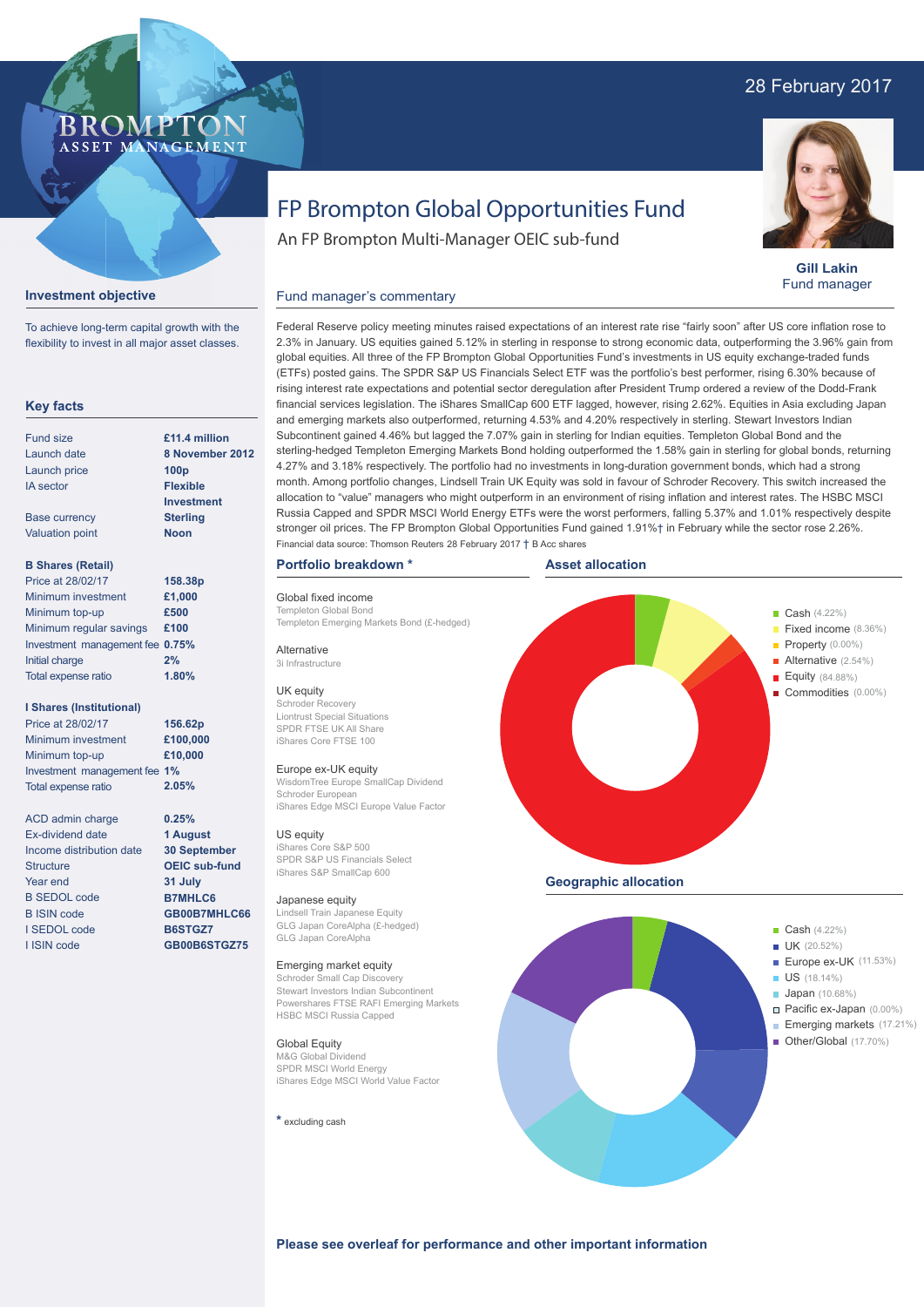# FP Brompton Global Opportunities Fund

An FP Brompton Multi-Manager OEIC sub-fund

28 February 2017

**Gill Lakin**
Fund manager

## Investment objective

To achieve long-term capital growth with the flexibility to invest in all major asset classes.

## Key facts

| | |
|---|---|
| Fund size | **£11.4 million** |
| Launch date | **8 November 2012** |
| Launch price | **100p** |
| IA sector | **Flexible Investment** |
| Base currency | **Sterling** |
| Valuation point | **Noon** |

**B Shares (Retail)**

| | |
|---|---|
| Price at 28/02/17 | **158.38p** |
| Minimum investment | **£1,000** |
| Minimum top-up | **£500** |
| Minimum regular savings | **£100** |
| Investment management fee | **0.75%** |
| Initial charge | **2%** |
| Total expense ratio | **1.80%** |

**I Shares (Institutional)**

| | |
|---|---|
| Price at 28/02/17 | **156.62p** |
| Minimum investment | **£100,000** |
| Minimum top-up | **£10,000** |
| Investment management fee | **1%** |
| Total expense ratio | **2.05%** |

| | |
|---|---|
| ACD admin charge | **0.25%** |
| Ex-dividend date | **1 August** |
| Income distribution date | **30 September** |
| Structure | **OEIC sub-fund** |
| Year end | **31 July** |
| B SEDOL code | **B7MHLC6** |
| B ISIN code | **GB00B7MHLC66** |
| I SEDOL code | **B6STGZ7** |
| I ISIN code | **GB00B6STGZ75** |

## Fund manager's commentary

Federal Reserve policy meeting minutes raised expectations of an interest rate rise "fairly soon" after US core inflation rose to 2.3% in January. US equities gained 5.12% in sterling in response to strong economic data, outperforming the 3.96% gain from global equities. All three of the FP Brompton Global Opportunities Fund's investments in US equity exchange-traded funds (ETFs) posted gains. The SPDR S&P US Financials Select ETF was the portfolio's best performer, rising 6.30% because of rising interest rate expectations and potential sector deregulation after President Trump ordered a review of the Dodd-Frank financial services legislation. The iShares SmallCap 600 ETF lagged, however, rising 2.62%. Equities in Asia excluding Japan and emerging markets also outperformed, returning 4.53% and 4.20% respectively in sterling. Stewart Investors Indian Subcontinent gained 4.46% but lagged the 7.07% gain in sterling for Indian equities. Templeton Global Bond and the sterling-hedged Templeton Emerging Markets Bond holding outperformed the 1.58% gain in sterling for global bonds, returning 4.27% and 3.18% respectively. The portfolio had no investments in long-duration government bonds, which had a strong month. Among portfolio changes, Lindsell Train UK Equity was sold in favour of Schroder Recovery. This switch increased the allocation to "value" managers who might outperform in an environment of rising inflation and interest rates. The HSBC MSCI Russia Capped and SPDR MSCI World Energy ETFs were the worst performers, falling 5.37% and 1.01% respectively despite stronger oil prices. The FP Brompton Global Opportunities Fund gained 1.91%† in February while the sector rose 2.26%.

Financial data source: Thomson Reuters 28 February 2017 † B Acc shares

## Portfolio breakdown *

**Global fixed income**
Templeton Global Bond
Templeton Emerging Markets Bond (£-hedged)

**Alternative**
3i Infrastructure

**UK equity**
Schroder Recovery
Liontrust Special Situations
SPDR FTSE UK All Share
iShares Core FTSE 100

**Europe ex-UK equity**
WisdomTree Europe SmallCap Dividend
Schroder European
iShares Edge MSCI Europe Value Factor

**US equity**
iShares Core S&P 500
SPDR S&P US Financials Select
iShares S&P SmallCap 600

**Japanese equity**
Lindsell Train Japanese Equity
GLG Japan CoreAlpha (£-hedged)
GLG Japan CoreAlpha

**Emerging market equity**
Schroder Small Cap Discovery
Stewart Investors Indian Subcontinent
Powershares FTSE RAFI Emerging Markets
HSBC MSCI Russia Capped

**Global Equity**
M&G Global Dividend
SPDR MSCI World Energy
iShares Edge MSCI World Value Factor

* excluding cash

## Asset allocation

- Cash (4.22%)
- Fixed income (8.36%)
- Property (0.00%)
- Alternative (2.54%)
- Equity (84.88%)
- Commodities (0.00%)

## Geographic allocation

- Cash (4.22%)
- UK (20.52%)
- Europe ex-UK (11.53%)
- US (18.14%)
- Japan (10.68%)
- Pacific ex-Japan (0.00%)
- Emerging markets (17.21%)
- Other/Global (17.70%)

**Please see overleaf for performance and other important information**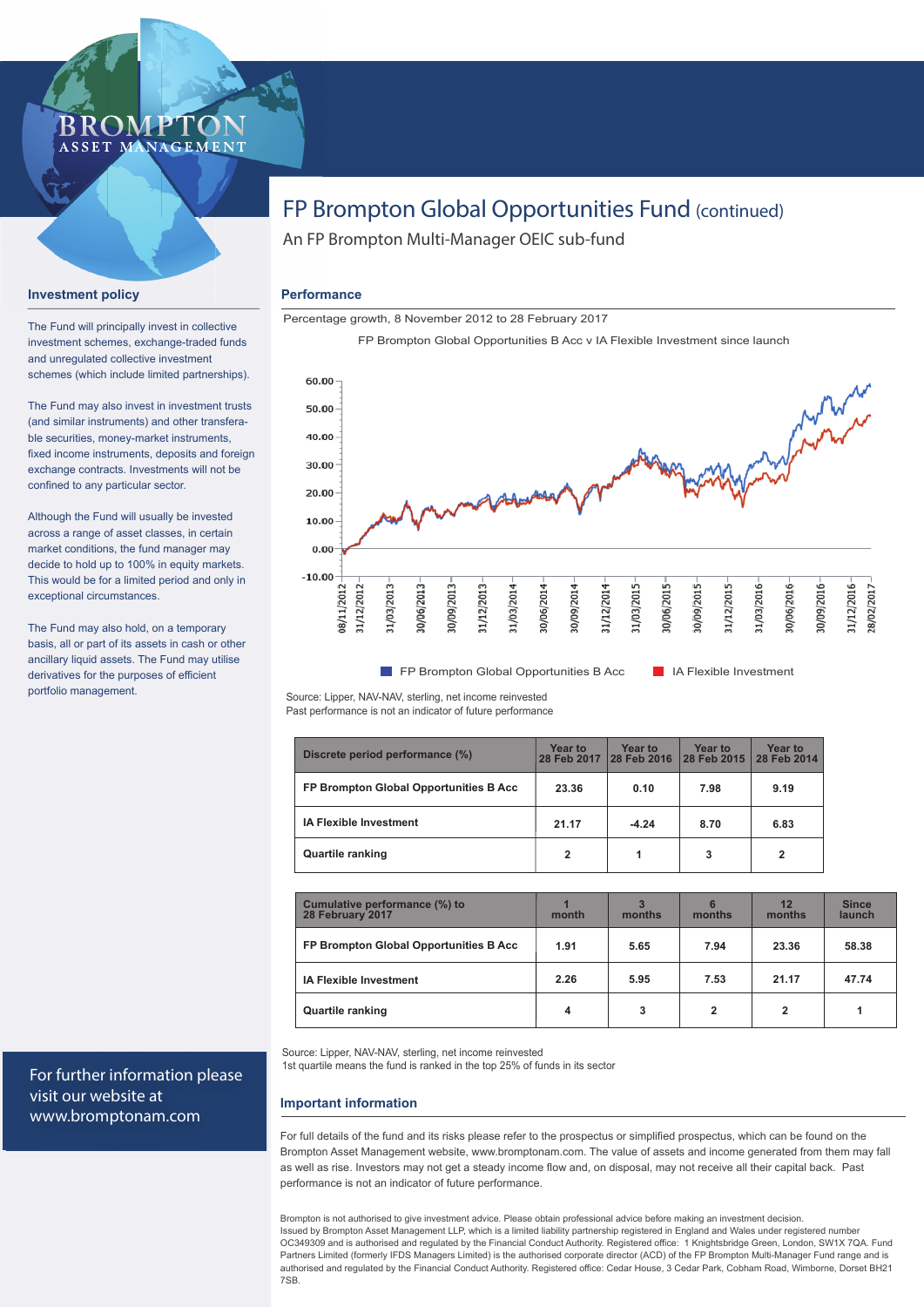BROMPTON
ASSET MANAGEMENT

# FP Brompton Global Opportunities Fund (continued)

An FP Brompton Multi-Manager OEIC sub-fund

## Investment policy

The Fund will principally invest in collective investment schemes, exchange-traded funds and unregulated collective investment schemes (which include limited partnerships).

The Fund may also invest in investment trusts (and similar instruments) and other transferable securities, money-market instruments, fixed income instruments, deposits and foreign exchange contracts. Investments will not be confined to any particular sector.

Although the Fund will usually be invested across a range of asset classes, in certain market conditions, the fund manager may decide to hold up to 100% in equity markets. This would be for a limited period and only in exceptional circumstances.

The Fund may also hold, on a temporary basis, all or part of its assets in cash or other ancillary liquid assets. The Fund may utilise derivatives for the purposes of efficient portfolio management.

## Performance

Percentage growth, 8 November 2012 to 28 February 2017

FP Brompton Global Opportunities B Acc v IA Flexible Investment since launch

60.00
50.00
40.00
30.00
20.00
10.00
0.00
-10.00

08/11/2012 31/12/2012 31/03/2013 30/06/2013 30/09/2013 31/12/2013 31/03/2014 30/06/2014 30/09/2014 31/12/2014 31/03/2015 30/06/2015 30/09/2015 31/12/2015 31/03/2016 30/06/2016 30/09/2016 31/12/2016 28/02/2017

FP Brompton Global Opportunities B Acc
IA Flexible Investment

Source: Lipper, NAV-NAV, sterling, net income reinvested
Past performance is not an indicator of future performance

| Discrete period performance (%) | Year to 28 Feb 2017 | Year to 28 Feb 2016 | Year to 28 Feb 2015 | Year to 28 Feb 2014 |
|---|---|---|---|---|
| FP Brompton Global Opportunities B Acc | 23.36 | 0.10 | 7.98 | 9.19 |
| IA Flexible Investment | 21.17 | -4.24 | 8.70 | 6.83 |
| Quartile ranking | 2 | 1 | 3 | 2 |

| Cumulative performance (%) to 28 February 2017 | 1 month | 3 months | 6 months | 12 months | Since launch |
|---|---|---|---|---|---|
| FP Brompton Global Opportunities B Acc | 1.91 | 5.65 | 7.94 | 23.36 | 58.38 |
| IA Flexible Investment | 2.26 | 5.95 | 7.53 | 21.17 | 47.74 |
| Quartile ranking | 4 | 3 | 2 | 2 | 1 |

Source: Lipper, NAV-NAV, sterling, net income reinvested
1st quartile means the fund is ranked in the top 25% of funds in its sector

For further information please visit our website at www.bromptonam.com

## Important information

For full details of the fund and its risks please refer to the prospectus or simplified prospectus, which can be found on the Brompton Asset Management website, www.bromptonam.com. The value of assets and income generated from them may fall as well as rise. Investors may not get a steady income flow and, on disposal, may not receive all their capital back. Past performance is not an indicator of future performance.

Brompton is not authorised to give investment advice. Please obtain professional advice before making an investment decision. Issued by Brompton Asset Management LLP, which is a limited liability partnership registered in England and Wales under registered number OC349309 and is authorised and regulated by the Financial Conduct Authority. Registered office: 1 Knightsbridge Green, London, SW1X 7QA. Fund Partners Limited (formerly IFDS Managers Limited) is the authorised corporate director (ACD) of the FP Brompton Multi-Manager Fund range and is authorised and regulated by the Financial Conduct Authority. Registered office: Cedar House, 3 Cedar Park, Cobham Road, Wimborne, Dorset BH21 7SB.